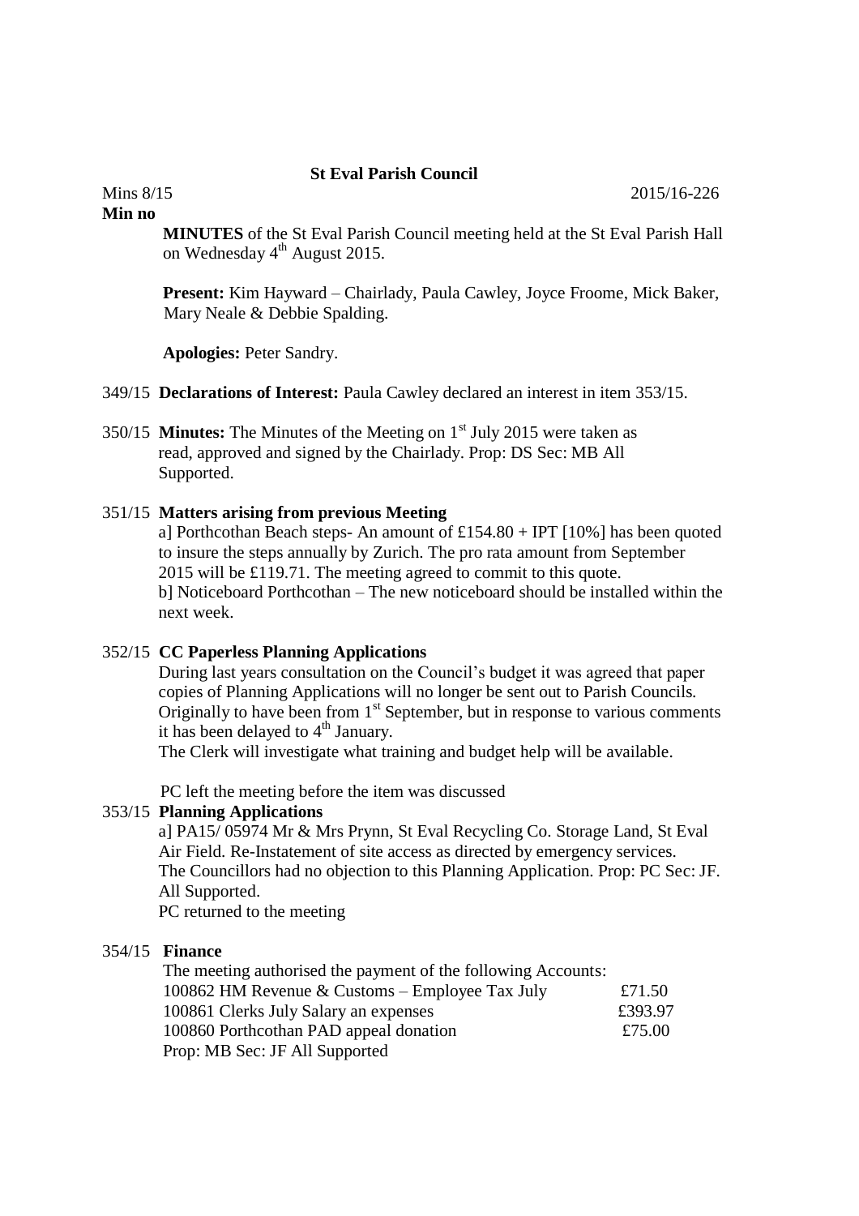# St Eval Parish Council

Mins 8/15 2015/16-226

**Min no**

**MINUTES** of the St Eval Parish Council meeting held at the St Eval Parish Hall on Wednesday 4th August 2015.

**Present:** Kim Hayward – Chairlady, Paula Cawley, Joyce Froome, Mick Baker, Mary Neale & Debbie Spalding.

**Apologies:** Peter Sandry.

349/15 **Declarations of Interest:** Paula Cawley declared an interest in item 353/15.

350/15 **Minutes:** The Minutes of the Meeting on 1st July 2015 were taken as read, approved and signed by the Chairlady. Prop: DS Sec: MB All Supported.

351/15 **Matters arising from previous Meeting**

a] Porthcothan Beach steps- An amount of £154.80 + IPT [10%] has been quoted to insure the steps annually by Zurich. The pro rata amount from September 2015 will be £119.71. The meeting agreed to commit to this quote.

b] Noticeboard Porthcothan – The new noticeboard should be installed within the next week.

352/15 **CC Paperless Planning Applications**

During last years consultation on the Council's budget it was agreed that paper copies of Planning Applications will no longer be sent out to Parish Councils. Originally to have been from 1st September, but in response to various comments it has been delayed to 4th January.

The Clerk will investigate what training and budget help will be available.

PC left the meeting before the item was discussed

353/15 **Planning Applications**

a] PA15/ 05974 Mr & Mrs Prynn, St Eval Recycling Co. Storage Land, St Eval Air Field. Re-Instatement of site access as directed by emergency services. The Councillors had no objection to this Planning Application. Prop: PC Sec: JF. All Supported.

PC returned to the meeting

354/15 **Finance**

The meeting authorised the payment of the following Accounts:

| | |
|---|---|
| 100862 HM Revenue & Customs – Employee Tax July | £71.50 |
| 100861 Clerks July Salary an expenses | £393.97 |
| 100860 Porthcothan PAD appeal donation | £75.00 |

Prop: MB Sec: JF All Supported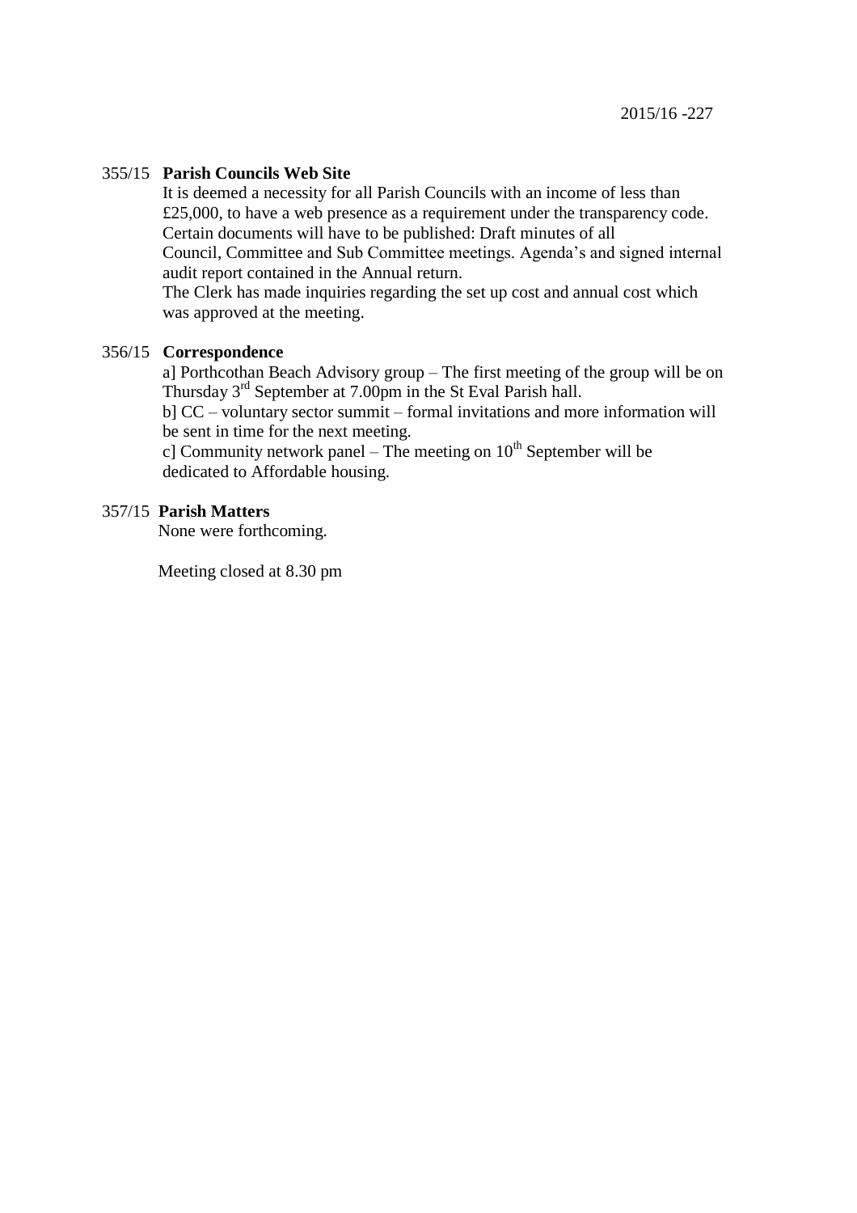355/15 **Parish Councils Web Site**

It is deemed a necessity for all Parish Councils with an income of less than £25,000, to have a web presence as a requirement under the transparency code. Certain documents will have to be published: Draft minutes of all Council, Committee and Sub Committee meetings. Agenda's and signed internal audit report contained in the Annual return.

The Clerk has made inquiries regarding the set up cost and annual cost which was approved at the meeting.

356/15 **Correspondence**

a] Porthcothan Beach Advisory group – The first meeting of the group will be on Thursday 3rd September at 7.00pm in the St Eval Parish hall.

b] CC – voluntary sector summit – formal invitations and more information will be sent in time for the next meeting.

c] Community network panel – The meeting on 10th September will be dedicated to Affordable housing.

357/15 **Parish Matters**

None were forthcoming.

Meeting closed at 8.30 pm